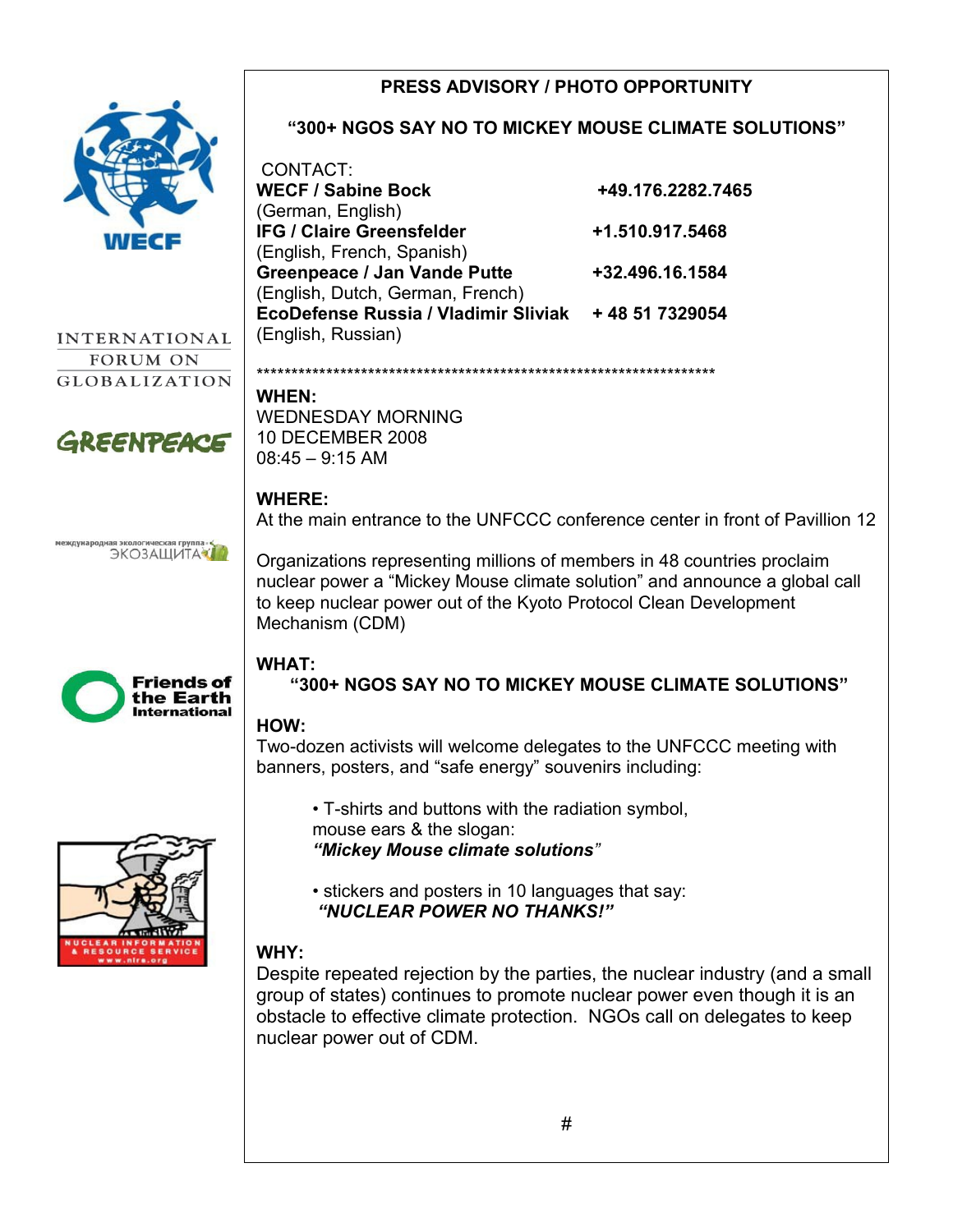**PRESS ADVISORY / PHOTO OPPORTUNITY**

**"300+ NGOS SAY NO TO MICKEY MOUSE CLIMATE SOLUTIONS"**

CONTACT:

**WECF / Sabine Bock** **+49.176.2282.7465**
(German, English)

**IFG / Claire Greensfelder** **+1.510.917.5468**
(English, French, Spanish)

**Greenpeace / Jan Vande Putte** **+32.496.16.1584**
(English, Dutch, German, French)

**EcoDefense Russia / Vladimir Sliviak** **+ 48 51 7329054**
(English, Russian)

************************************************************************

**WHEN:**
WEDNESDAY MORNING
10 DECEMBER 2008
08:45 – 9:15 AM

**WHERE:**
At the main entrance to the UNFCCC conference center in front of Pavillion 12

Organizations representing millions of members in 48 countries proclaim nuclear power a "Mickey Mouse climate solution" and announce a global call to keep nuclear power out of the Kyoto Protocol Clean Development Mechanism (CDM)

**WHAT:**
**"300+ NGOS SAY NO TO MICKEY MOUSE CLIMATE SOLUTIONS"**

**HOW:**
Two-dozen activists will welcome delegates to the UNFCCC meeting with banners, posters, and "safe energy" souvenirs including:

- T-shirts and buttons with the radiation symbol, mouse ears & the slogan: ***"Mickey Mouse climate solutions"***
- stickers and posters in 10 languages that say: ***"NUCLEAR POWER NO THANKS!"***

**WHY:**
Despite repeated rejection by the parties, the nuclear industry (and a small group of states) continues to promote nuclear power even though it is an obstacle to effective climate protection. NGOs call on delegates to keep nuclear power out of CDM.

#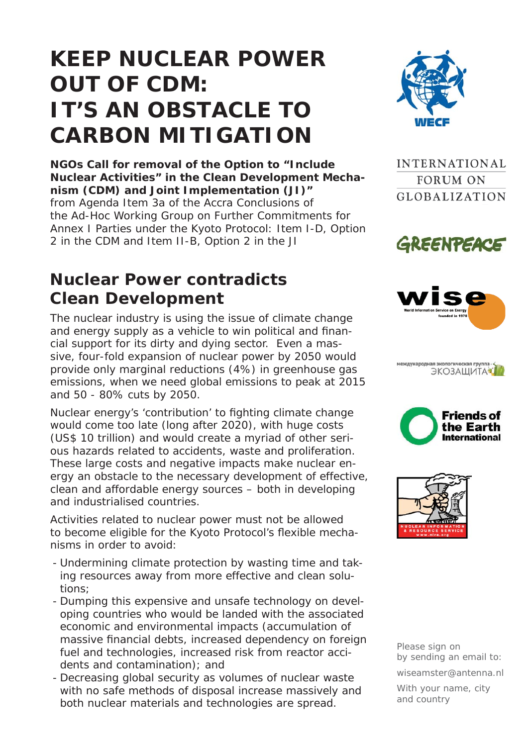# KEEP NUCLEAR POWER OUT OF CDM: IT'S AN OBSTACLE TO CARBON MITIGATION

**NGOs Call for removal of the Option to "Include Nuclear Activities" in the Clean Development Mechanism (CDM) and Joint Implementation (JI)"** from Agenda Item 3a of the Accra Conclusions of the Ad-Hoc Working Group on Further Commitments for Annex I Parties under the Kyoto Protocol: Item I-D, Option 2 in the CDM and Item II-B, Option 2 in the JI

## Nuclear Power contradicts Clean Development

The nuclear industry is using the issue of climate change and energy supply as a vehicle to win political and financial support for its dirty and dying sector. Even a massive, four-fold expansion of nuclear power by 2050 would provide only marginal reductions (4%) in greenhouse gas emissions, when we need global emissions to peak at 2015 and 50 - 80% cuts by 2050.

Nuclear energy's 'contribution' to fighting climate change would come too late (long after 2020), with huge costs (US$ 10 trillion) and would create a myriad of other serious hazards related to accidents, waste and proliferation. These large costs and negative impacts make nuclear energy an obstacle to the necessary development of effective, clean and affordable energy sources – both in developing and industrialised countries.

Activities related to nuclear power must not be allowed to become eligible for the Kyoto Protocol's flexible mechanisms in order to avoid:

- Undermining climate protection by wasting time and taking resources away from more effective and clean solutions;
- Dumping this expensive and unsafe technology on developing countries who would be landed with the associated economic and environmental impacts (accumulation of massive financial debts, increased dependency on foreign fuel and technologies, increased risk from reactor accidents and contamination); and
- Decreasing global security as volumes of nuclear waste with no safe methods of disposal increase massively and both nuclear materials and technologies are spread.

WECF

INTERNATIONAL FORUM ON GLOBALIZATION

GREENPEACE

wise — World Information Service on Energy, founded in 1978

международная экологическая группа ЭКОЗАЩИТА

Friends of the Earth International

NUCLEAR INFORMATION & RESOURCE SERVICE www.nirs.org

Please sign on by sending an email to:

wiseamster@antenna.nl

With your name, city and country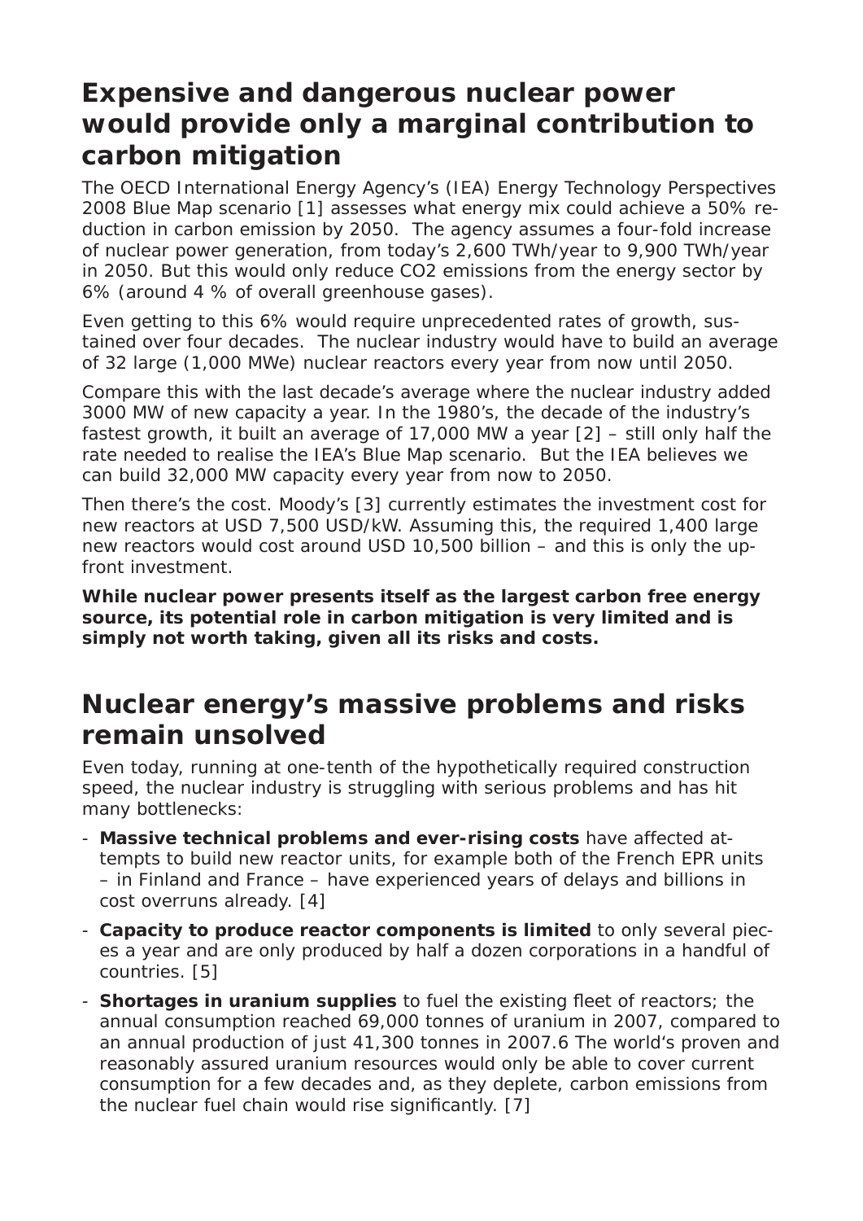## Expensive and dangerous nuclear power would provide only a marginal contribution to carbon mitigation

The OECD International Energy Agency's (IEA) Energy Technology Perspectives 2008 Blue Map scenario [1] assesses what energy mix could achieve a 50% reduction in carbon emission by 2050. The agency assumes a four-fold increase of nuclear power generation, from today's 2,600 TWh/year to 9,900 TWh/year in 2050. But this would only reduce $CO_2$ emissions from the energy sector by 6% (around 4 % of overall greenhouse gases).

Even getting to this 6% would require unprecedented rates of growth, sustained over four decades. The nuclear industry would have to build an average of 32 large (1,000 MWe) nuclear reactors every year from now until 2050.

Compare this with the last decade's average where the nuclear industry added 3000 MW of new capacity a year. In the 1980's, the decade of the industry's fastest growth, it built an average of 17,000 MW a year [2] – still only half the rate needed to realise the IEA's Blue Map scenario. But the IEA believes we can build 32,000 MW capacity every year from now to 2050.

Then there's the cost. Moody's [3] currently estimates the investment cost for new reactors at USD 7,500 USD/kW. Assuming this, the required 1,400 large new reactors would cost around USD 10,500 billion – and this is only the upfront investment.

**While nuclear power presents itself as the largest carbon free energy source, its potential role in carbon mitigation is very limited and is simply not worth taking, given all its risks and costs.**

## Nuclear energy's massive problems and risks remain unsolved

Even today, running at one-tenth of the hypothetically required construction speed, the nuclear industry is struggling with serious problems and has hit many bottlenecks:

- **Massive technical problems and ever-rising costs** have affected attempts to build new reactor units, for example both of the French EPR units – in Finland and France – have experienced years of delays and billions in cost overruns already. [4]
- **Capacity to produce reactor components is limited** to only several pieces a year and are only produced by half a dozen corporations in a handful of countries. [5]
- **Shortages in uranium supplies** to fuel the existing fleet of reactors; the annual consumption reached 69,000 tonnes of uranium in 2007, compared to an annual production of just 41,300 tonnes in 2007.6 The world's proven and reasonably assured uranium resources would only be able to cover current consumption for a few decades and, as they deplete, carbon emissions from the nuclear fuel chain would rise significantly. [7]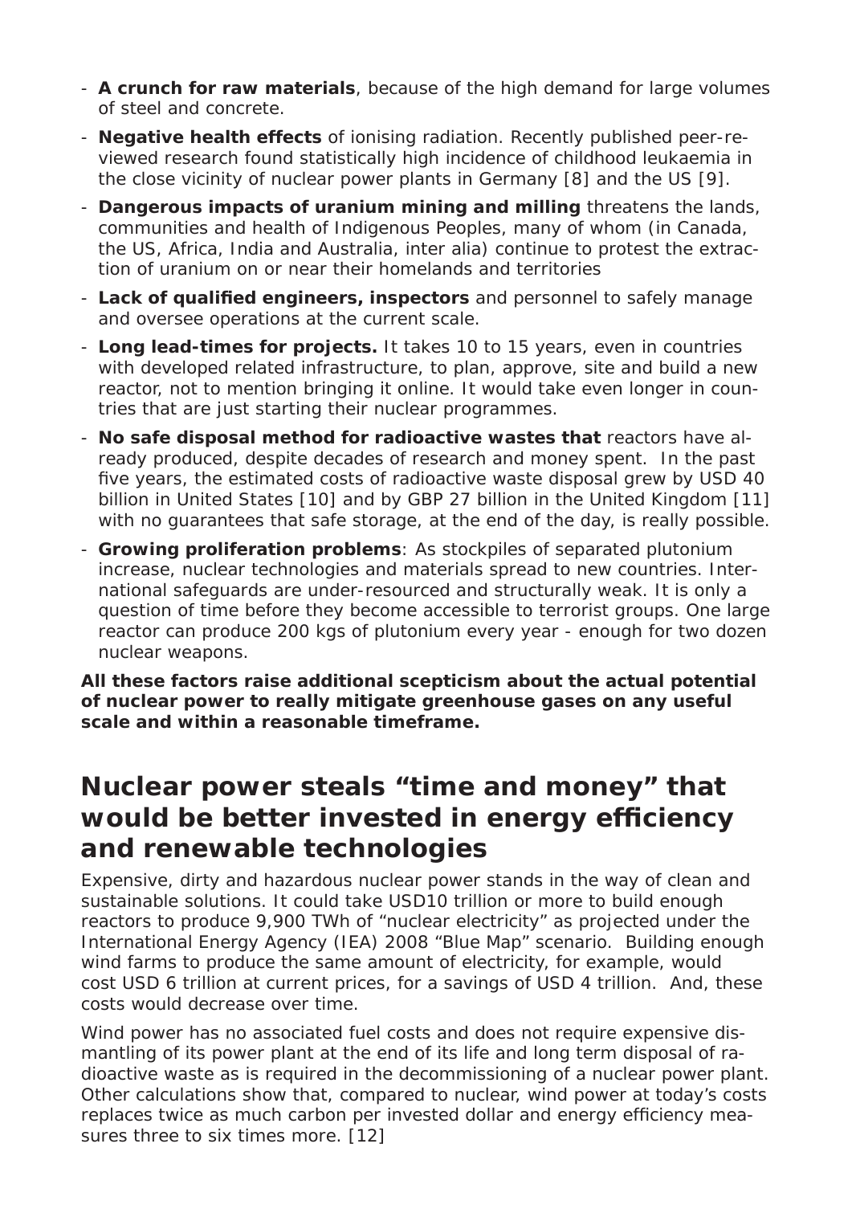- **A crunch for raw materials**, because of the high demand for large volumes of steel and concrete.
- **Negative health effects** of ionising radiation. Recently published peer-reviewed research found statistically high incidence of childhood leukaemia in the close vicinity of nuclear power plants in Germany [8] and the US [9].
- **Dangerous impacts of uranium mining and milling** threatens the lands, communities and health of Indigenous Peoples, many of whom (in Canada, the US, Africa, India and Australia, inter alia) continue to protest the extraction of uranium on or near their homelands and territories
- **Lack of qualified engineers, inspectors** and personnel to safely manage and oversee operations at the current scale.
- **Long lead-times for projects.** It takes 10 to 15 years, even in countries with developed related infrastructure, to plan, approve, site and build a new reactor, not to mention bringing it online. It would take even longer in countries that are just starting their nuclear programmes.
- **No safe disposal method for radioactive wastes that** reactors have already produced, despite decades of research and money spent. In the past five years, the estimated costs of radioactive waste disposal grew by USD 40 billion in United States [10] and by GBP 27 billion in the United Kingdom [11] with no guarantees that safe storage, at the end of the day, is really possible.
- **Growing proliferation problems**: As stockpiles of separated plutonium increase, nuclear technologies and materials spread to new countries. International safeguards are under-resourced and structurally weak. It is only a question of time before they become accessible to terrorist groups. One large reactor can produce 200 kgs of plutonium every year - enough for two dozen nuclear weapons.

**All these factors raise additional scepticism about the actual potential of nuclear power to really mitigate greenhouse gases on any useful scale and within a reasonable timeframe.**

## Nuclear power steals "time and money" that would be better invested in energy efficiency and renewable technologies

Expensive, dirty and hazardous nuclear power stands in the way of clean and sustainable solutions. It could take USD10 trillion or more to build enough reactors to produce 9,900 TWh of "nuclear electricity" as projected under the International Energy Agency (IEA) 2008 "Blue Map" scenario. Building enough wind farms to produce the same amount of electricity, for example, would cost USD 6 trillion at current prices, for a savings of USD 4 trillion. And, these costs would decrease over time.

Wind power has no associated fuel costs and does not require expensive dismantling of its power plant at the end of its life and long term disposal of radioactive waste as is required in the decommissioning of a nuclear power plant. Other calculations show that, compared to nuclear, wind power at today's costs replaces twice as much carbon per invested dollar and energy efficiency measures three to six times more. [12]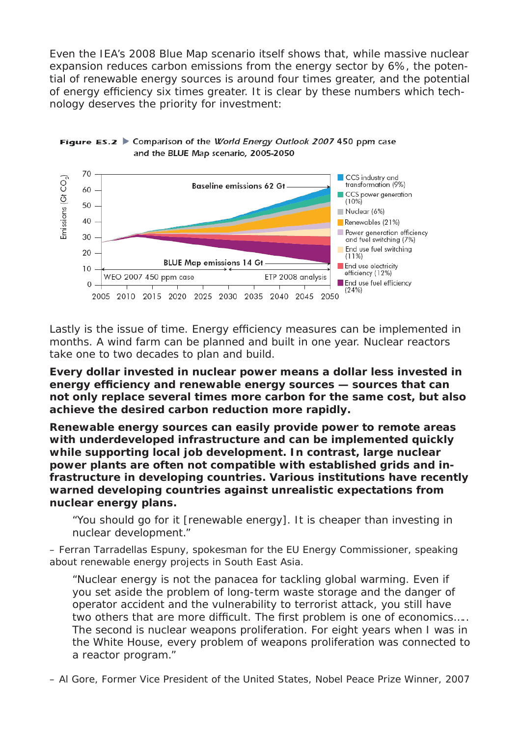Even the IEA's 2008 Blue Map scenario itself shows that, while massive nuclear expansion reduces carbon emissions from the energy sector by 6%, the potential of renewable energy sources is around four times greater, and the potential of energy efficiency six times greater. It is clear by these numbers which technology deserves the priority for investment:

**Figure ES.2** ▶ Comparison of the *World Energy Outlook 2007* 450 ppm case and the BLUE Map scenario, 2005-2050

Emissions (Gt $CO_2$)

Baseline emissions 62 Gt

BLUE Map emissions 14 Gt

WEO 2007 450 ppm case | ETP 2008 analysis

2005 2010 2015 2020 2025 2030 2035 2040 2045 2050

- CCS industry and transformation (9%)
- CCS power generation (10%)
- Nuclear (6%)
- Renewables (21%)
- Power generation efficiency and fuel switching (7%)
- End use fuel switching (11%)
- End use electricity efficiency (12%)
- End use fuel efficiency (24%)

Lastly is the issue of time. Energy efficiency measures can be implemented in months. A wind farm can be planned and built in one year. Nuclear reactors take one to two decades to plan and build.

**Every dollar invested in nuclear power means a dollar less invested in energy efficiency and renewable energy sources — sources that can not only replace several times more carbon for the same cost, but also achieve the desired carbon reduction more rapidly.**

**Renewable energy sources can easily provide power to remote areas with underdeveloped infrastructure and can be implemented quickly while supporting local job development. In contrast, large nuclear power plants are often not compatible with established grids and infrastructure in developing countries. Various institutions have recently warned developing countries against unrealistic expectations from nuclear energy plans.**

> "You should go for it [renewable energy]. It is cheaper than investing in nuclear development."

– Ferran Tarradellas Espuny, spokesman for the EU Energy Commissioner, speaking about renewable energy projects in South East Asia.

> "Nuclear energy is not the panacea for tackling global warming. Even if you set aside the problem of long-term waste storage and the danger of operator accident and the vulnerability to terrorist attack, you still have two others that are more difficult. The first problem is one of economics….. The second is nuclear weapons proliferation. For eight years when I was in the White House, every problem of weapons proliferation was connected to a reactor program."

– Al Gore, Former Vice President of the United States, Nobel Peace Prize Winner, 2007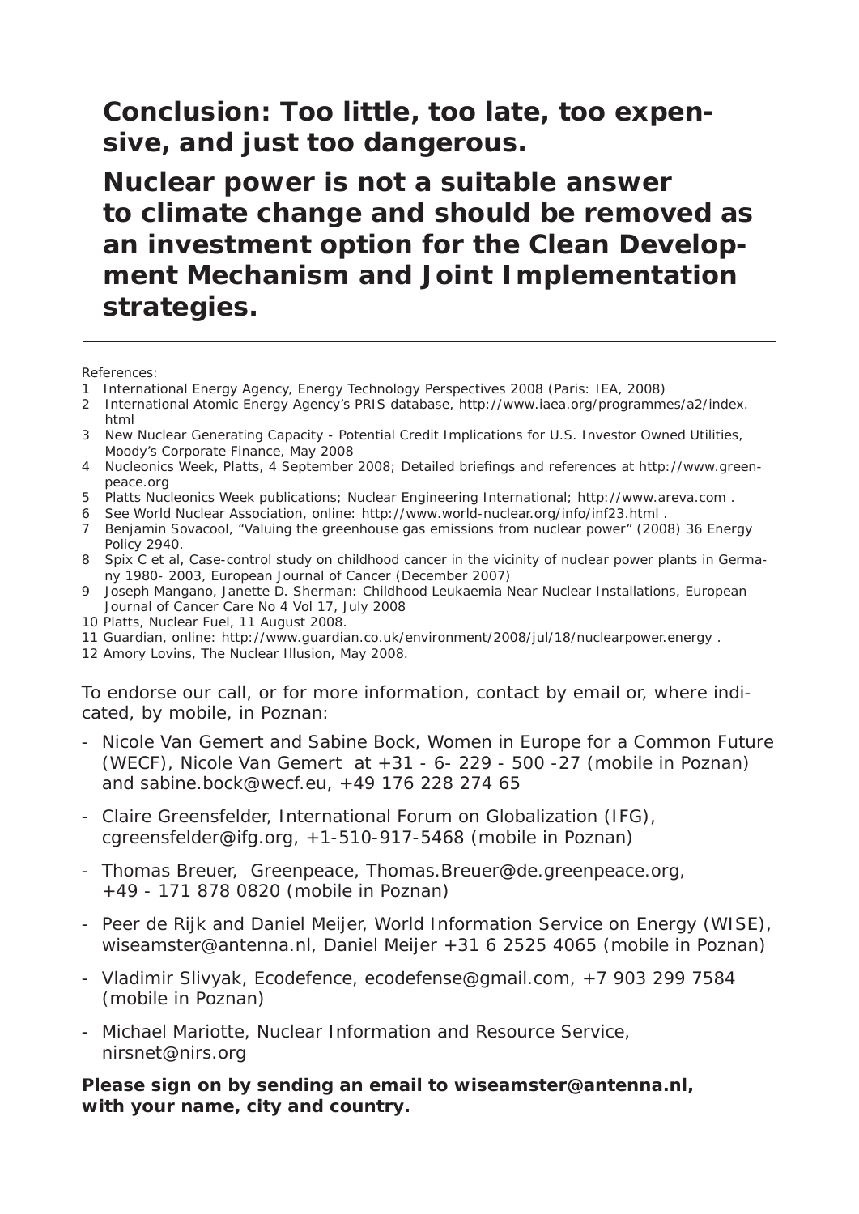## Conclusion: Too little, too late, too expensive, and just too dangerous.

## Nuclear power is not a suitable answer to climate change and should be removed as an investment option for the Clean Development Mechanism and Joint Implementation strategies.

References:

1. International Energy Agency, Energy Technology Perspectives 2008 (Paris: IEA, 2008)
2. International Atomic Energy Agency's PRIS database, http://www.iaea.org/programmes/a2/index.html
3. New Nuclear Generating Capacity - Potential Credit Implications for U.S. Investor Owned Utilities, Moody's Corporate Finance, May 2008
4. Nucleonics Week, Platts, 4 September 2008; Detailed briefings and references at http://www.greenpeace.org
5. Platts Nucleonics Week publications; Nuclear Engineering International; http://www.areva.com .
6. See World Nuclear Association, online: http://www.world-nuclear.org/info/inf23.html .
7. Benjamin Sovacool, "Valuing the greenhouse gas emissions from nuclear power" (2008) 36 Energy Policy 2940.
8. Spix C et al, Case-control study on childhood cancer in the vicinity of nuclear power plants in Germany 1980- 2003, European Journal of Cancer (December 2007)
9. Joseph Mangano, Janette D. Sherman: Childhood Leukaemia Near Nuclear Installations, European Journal of Cancer Care No 4 Vol 17, July 2008
10. Platts, Nuclear Fuel, 11 August 2008.
11. Guardian, online: http://www.guardian.co.uk/environment/2008/jul/18/nuclearpower.energy .
12. Amory Lovins, The Nuclear Illusion, May 2008.

To endorse our call, or for more information, contact by email or, where indicated, by mobile, in Poznan:

- Nicole Van Gemert and Sabine Bock, Women in Europe for a Common Future (WECF), Nicole Van Gemert at +31 - 6- 229 - 500 -27 (mobile in Poznan) and sabine.bock@wecf.eu, +49 176 228 274 65
- Claire Greensfelder, International Forum on Globalization (IFG), cgreensfelder@ifg.org, +1-510-917-5468 (mobile in Poznan)
- Thomas Breuer, Greenpeace, Thomas.Breuer@de.greenpeace.org, +49 - 171 878 0820 (mobile in Poznan)
- Peer de Rijk and Daniel Meijer, World Information Service on Energy (WISE), wiseamster@antenna.nl, Daniel Meijer +31 6 2525 4065 (mobile in Poznan)
- Vladimir Slivyak, Ecodefence, ecodefense@gmail.com, +7 903 299 7584 (mobile in Poznan)
- Michael Mariotte, Nuclear Information and Resource Service, nirsnet@nirs.org

**Please sign on by sending an email to wiseamster@antenna.nl, with your name, city and country.**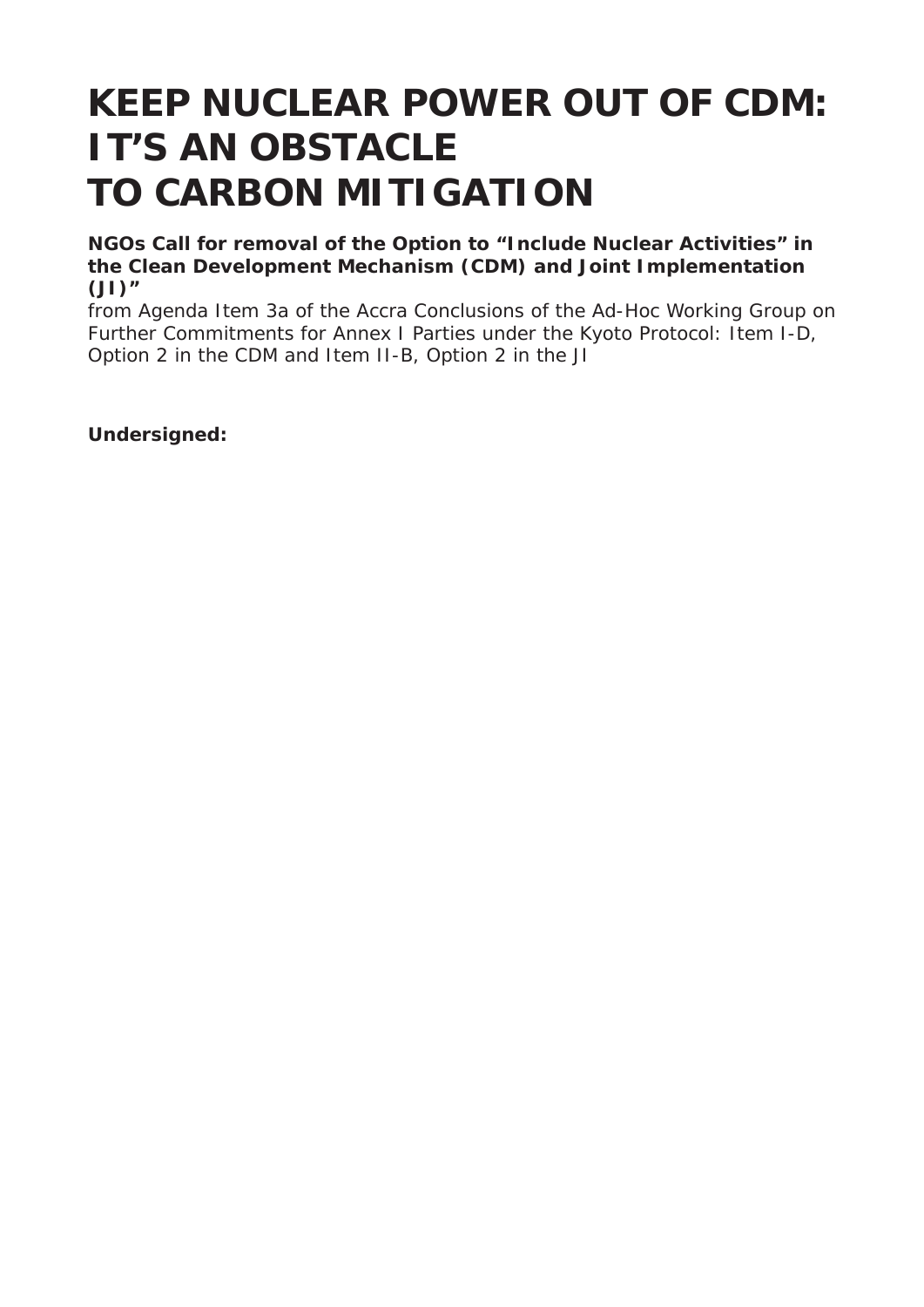# KEEP NUCLEAR POWER OUT OF CDM: IT'S AN OBSTACLE TO CARBON MITIGATION

**NGOs Call for removal of the Option to "Include Nuclear Activities" in the Clean Development Mechanism (CDM) and Joint Implementation (JI)"**

from Agenda Item 3a of the Accra Conclusions of the Ad-Hoc Working Group on Further Commitments for Annex I Parties under the Kyoto Protocol: Item I-D, Option 2 in the CDM and Item II-B, Option 2 in the JI

**Undersigned:**